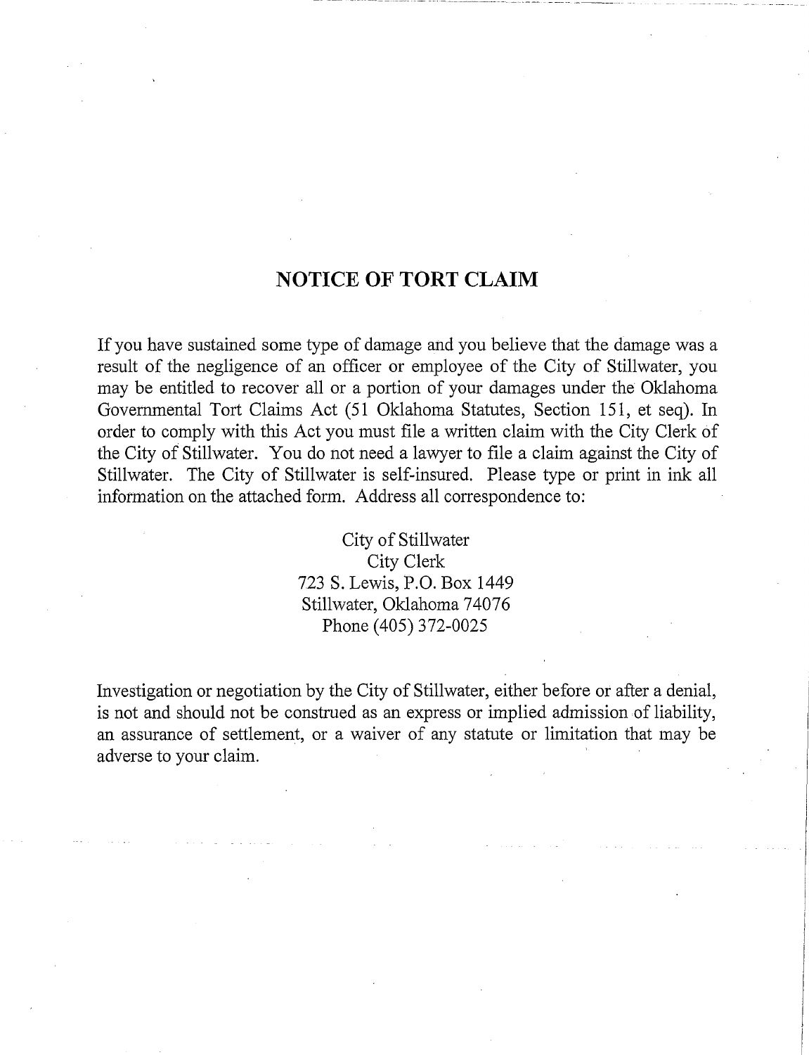# NOTICE OF TORT CLAIM

If you have sustained some type of damage and you believe that the damage was a result of the negligence of an officer or employee of the City of Stillwater, you may be entitled to recover all or a portion of your damages under the Oklahoma Governmental Tort Claims Act (51 Oklahoma Statutes, Section 151, et seq). In order to comply with this Act you must file a written claim with the City Clerk of the City of Stillwater. You do not need a lawyer to file a claim against the City of Stillwater. The City of Stillwater is self-insured. Please type or print in ink all information on the attached form. Address all correspondence to:

City of Stillwater
City Clerk
723 S. Lewis, P.O. Box 1449
Stillwater, Oklahoma 74076
Phone (405) 372-0025

Investigation or negotiation by the City of Stillwater, either before or after a denial, is not and should not be construed as an express or implied admission of liability, an assurance of settlement, or a waiver of any statute or limitation that may be adverse to your claim.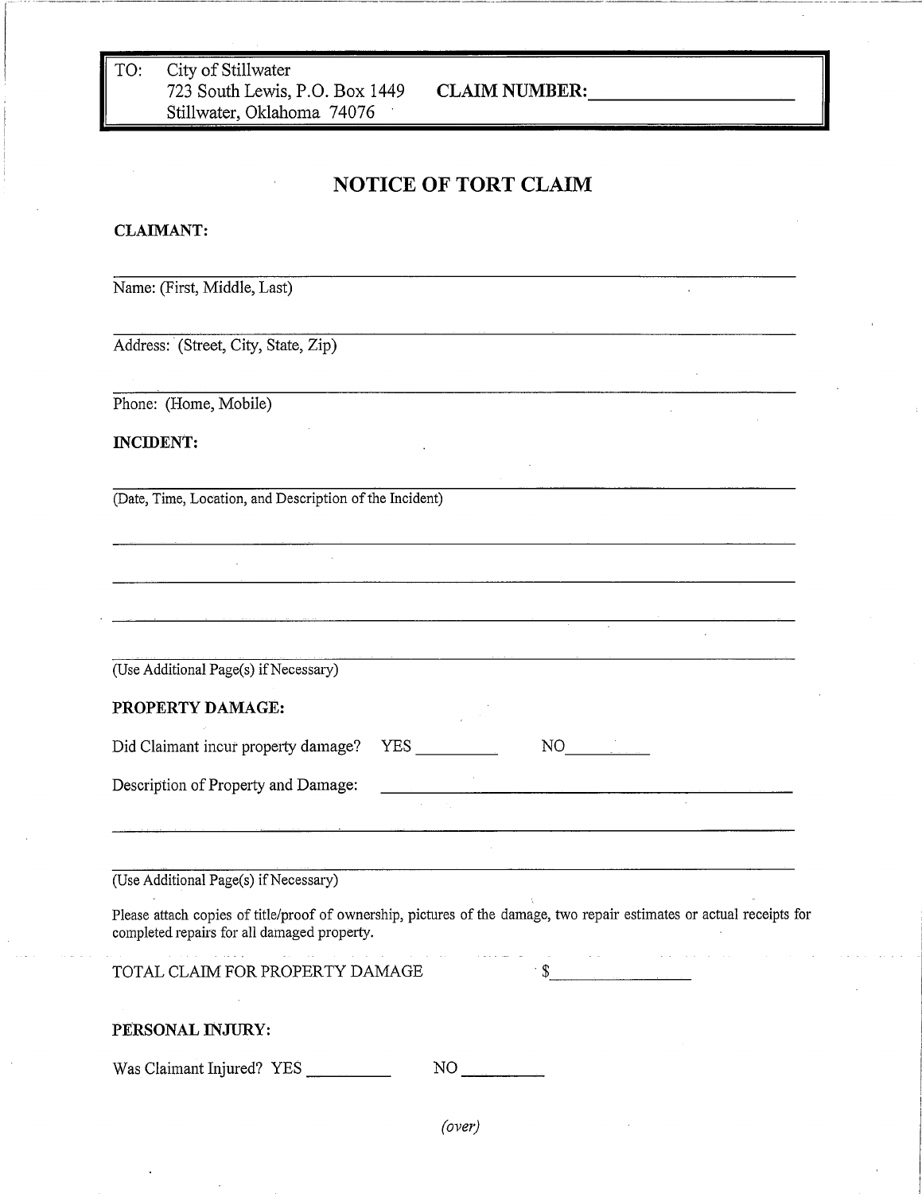TO: City of Stillwater
723 South Lewis, P.O. Box 1449
Stillwater, Oklahoma 74076

**CLAIM NUMBER:**\_\_\_\_\_\_\_\_\_\_\_\_\_\_\_\_\_\_\_\_

# NOTICE OF TORT CLAIM

**CLAIMANT:**

\_\_\_\_\_\_\_\_\_\_\_\_\_\_\_\_\_\_\_\_\_\_\_\_\_\_\_\_\_\_\_\_\_\_\_\_\_\_\_\_\_\_\_\_\_\_\_\_\_\_\_\_\_\_\_\_\_\_\_\_\_\_\_\_\_\_\_\_\_\_\_\_

Name: (First, Middle, Last)

\_\_\_\_\_\_\_\_\_\_\_\_\_\_\_\_\_\_\_\_\_\_\_\_\_\_\_\_\_\_\_\_\_\_\_\_\_\_\_\_\_\_\_\_\_\_\_\_\_\_\_\_\_\_\_\_\_\_\_\_\_\_\_\_\_\_\_\_\_\_\_\_

Address: (Street, City, State, Zip)

\_\_\_\_\_\_\_\_\_\_\_\_\_\_\_\_\_\_\_\_\_\_\_\_\_\_\_\_\_\_\_\_\_\_\_\_\_\_\_\_\_\_\_\_\_\_\_\_\_\_\_\_\_\_\_\_\_\_\_\_\_\_\_\_\_\_\_\_\_\_\_\_

Phone: (Home, Mobile)

**INCIDENT:**

\_\_\_\_\_\_\_\_\_\_\_\_\_\_\_\_\_\_\_\_\_\_\_\_\_\_\_\_\_\_\_\_\_\_\_\_\_\_\_\_\_\_\_\_\_\_\_\_\_\_\_\_\_\_\_\_\_\_\_\_\_\_\_\_\_\_\_\_\_\_\_\_

(Date, Time, Location, and Description of the Incident)

\_\_\_\_\_\_\_\_\_\_\_\_\_\_\_\_\_\_\_\_\_\_\_\_\_\_\_\_\_\_\_\_\_\_\_\_\_\_\_\_\_\_\_\_\_\_\_\_\_\_\_\_\_\_\_\_\_\_\_\_\_\_\_\_\_\_\_\_\_\_\_\_

\_\_\_\_\_\_\_\_\_\_\_\_\_\_\_\_\_\_\_\_\_\_\_\_\_\_\_\_\_\_\_\_\_\_\_\_\_\_\_\_\_\_\_\_\_\_\_\_\_\_\_\_\_\_\_\_\_\_\_\_\_\_\_\_\_\_\_\_\_\_\_\_

\_\_\_\_\_\_\_\_\_\_\_\_\_\_\_\_\_\_\_\_\_\_\_\_\_\_\_\_\_\_\_\_\_\_\_\_\_\_\_\_\_\_\_\_\_\_\_\_\_\_\_\_\_\_\_\_\_\_\_\_\_\_\_\_\_\_\_\_\_\_\_\_

\_\_\_\_\_\_\_\_\_\_\_\_\_\_\_\_\_\_\_\_\_\_\_\_\_\_\_\_\_\_\_\_\_\_\_\_\_\_\_\_\_\_\_\_\_\_\_\_\_\_\_\_\_\_\_\_\_\_\_\_\_\_\_\_\_\_\_\_\_\_\_\_

(Use Additional Page(s) if Necessary)

**PROPERTY DAMAGE:**

Did Claimant incur property damage? YES \_\_\_\_\_\_\_\_\_ NO\_\_\_\_\_\_\_\_\_

Description of Property and Damage: \_\_\_\_\_\_\_\_\_\_\_\_\_\_\_\_\_\_\_\_\_\_\_\_\_\_\_\_\_\_\_\_\_\_\_\_\_\_\_\_

\_\_\_\_\_\_\_\_\_\_\_\_\_\_\_\_\_\_\_\_\_\_\_\_\_\_\_\_\_\_\_\_\_\_\_\_\_\_\_\_\_\_\_\_\_\_\_\_\_\_\_\_\_\_\_\_\_\_\_\_\_\_\_\_\_\_\_\_\_\_\_\_

\_\_\_\_\_\_\_\_\_\_\_\_\_\_\_\_\_\_\_\_\_\_\_\_\_\_\_\_\_\_\_\_\_\_\_\_\_\_\_\_\_\_\_\_\_\_\_\_\_\_\_\_\_\_\_\_\_\_\_\_\_\_\_\_\_\_\_\_\_\_\_\_

(Use Additional Page(s) if Necessary)

Please attach copies of title/proof of ownership, pictures of the damage, two repair estimates or actual receipts for completed repairs for all damaged property.

TOTAL CLAIM FOR PROPERTY DAMAGE $\_\_\_\_\_\_\_\_\_\_\_\_\_\_

**PERSONAL INJURY:**

Was Claimant Injured? YES \_\_\_\_\_\_\_\_\_ NO \_\_\_\_\_\_\_\_\_

*(over)*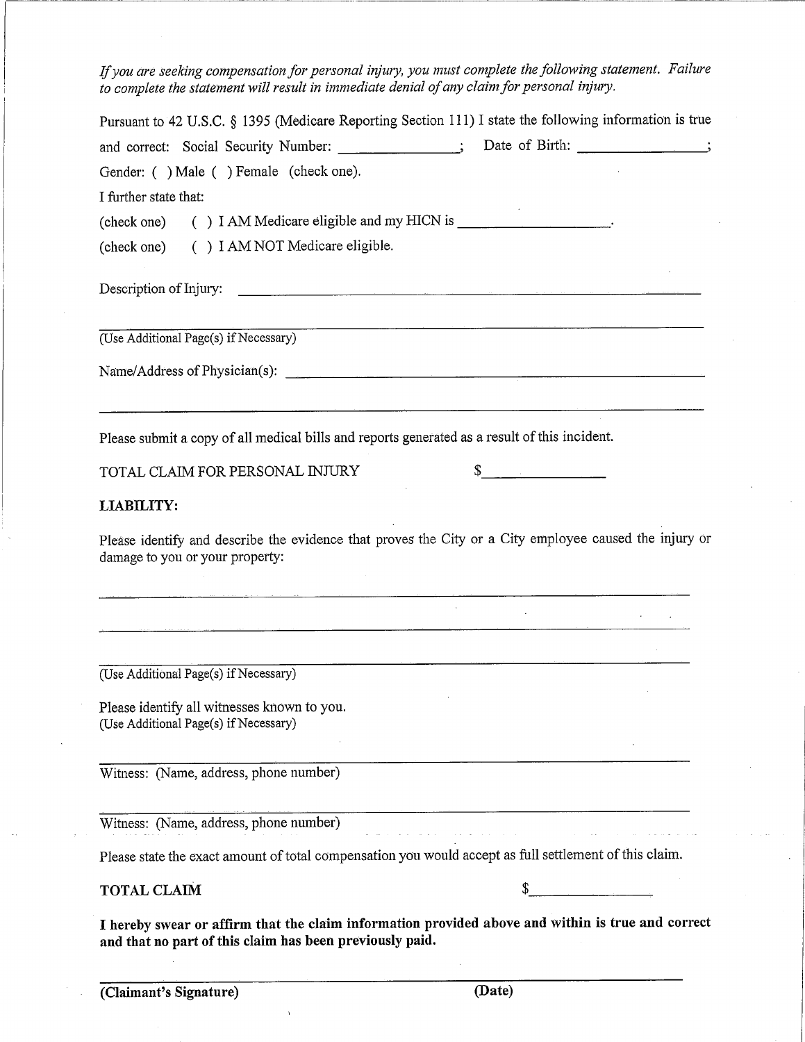*If you are seeking compensation for personal injury, you must complete the following statement. Failure to complete the statement will result in immediate denial of any claim for personal injury.*

Pursuant to 42 U.S.C. § 1395 (Medicare Reporting Section 111) I state the following information is true and correct: Social Security Number: _______________; Date of Birth: _______________;

Gender: ( ) Male ( ) Female (check one).

I further state that:

(check one) ( ) I AM Medicare eligible and my HICN is ___________________.

(check one) ( ) I AM NOT Medicare eligible.

Description of Injury: ____________________________________________________________

____________________________________________________________

(Use Additional Page(s) if Necessary)

Name/Address of Physician(s): ____________________________________________________________

____________________________________________________________

Please submit a copy of all medical bills and reports generated as a result of this incident.

TOTAL CLAIM FOR PERSONAL INJURY $_______________

**LIABILITY:**

Please identify and describe the evidence that proves the City or a City employee caused the injury or damage to you or your property:

____________________________________________________________

____________________________________________________________

____________________________________________________________

(Use Additional Page(s) if Necessary)

Please identify all witnesses known to you.
(Use Additional Page(s) if Necessary)

____________________________________________________________

Witness: (Name, address, phone number)

____________________________________________________________

Witness: (Name, address, phone number)

Please state the exact amount of total compensation you would accept as full settlement of this claim.

**TOTAL CLAIM** $_______________

**I hereby swear or affirm that the claim information provided above and within is true and correct and that no part of this claim has been previously paid.**

____________________________________________________________

**(Claimant's Signature)** **(Date)**